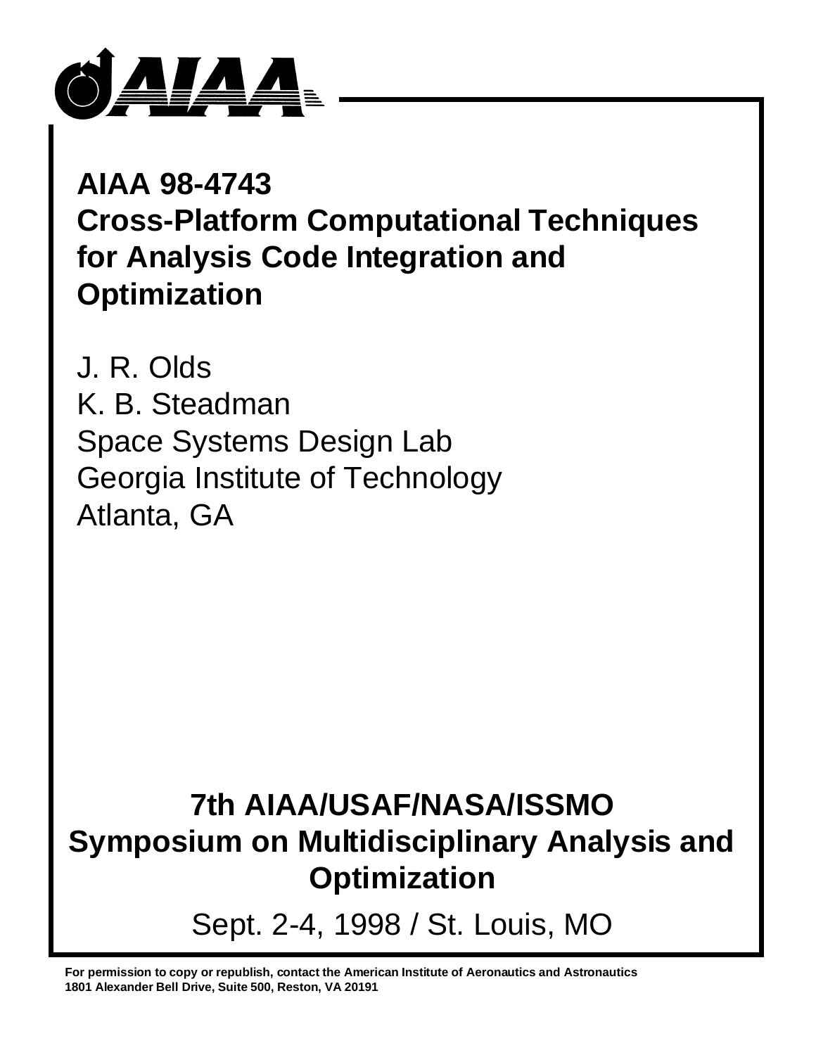**AIAA**

# AIAA 98-4743
# Cross-Platform Computational Techniques for Analysis Code Integration and Optimization

J. R. Olds
K. B. Steadman
Space Systems Design Lab
Georgia Institute of Technology
Atlanta, GA

## 7th AIAA/USAF/NASA/ISSMO Symposium on Multidisciplinary Analysis and Optimization

Sept. 2-4, 1998 / St. Louis, MO

**For permission to copy or republish, contact the American Institute of Aeronautics and Astronautics 1801 Alexander Bell Drive, Suite 500, Reston, VA 20191**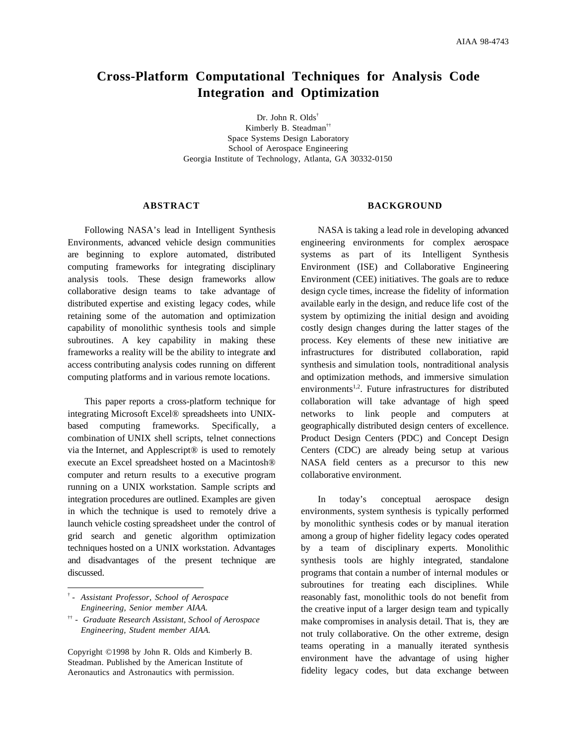# Cross-Platform Computational Techniques for Analysis Code Integration and Optimization

Dr. John R. Olds[†]
Kimberly B. Steadman[††]
Space Systems Design Laboratory
School of Aerospace Engineering
Georgia Institute of Technology, Atlanta, GA 30332-0150

## ABSTRACT

Following NASA's lead in Intelligent Synthesis Environments, advanced vehicle design communities are beginning to explore automated, distributed computing frameworks for integrating disciplinary analysis tools. These design frameworks allow collaborative design teams to take advantage of distributed expertise and existing legacy codes, while retaining some of the automation and optimization capability of monolithic synthesis tools and simple subroutines. A key capability in making these frameworks a reality will be the ability to integrate and access contributing analysis codes running on different computing platforms and in various remote locations.

This paper reports a cross-platform technique for integrating Microsoft Excel® spreadsheets into UNIX-based computing frameworks. Specifically, a combination of UNIX shell scripts, telnet connections via the Internet, and Applescript® is used to remotely execute an Excel spreadsheet hosted on a Macintosh® computer and return results to a executive program running on a UNIX workstation. Sample scripts and integration procedures are outlined. Examples are given in which the technique is used to remotely drive a launch vehicle costing spreadsheet under the control of grid search and genetic algorithm optimization techniques hosted on a UNIX workstation. Advantages and disadvantages of the present technique are discussed.

[†] - *Assistant Professor, School of Aerospace Engineering, Senior member AIAA.*

[††] - *Graduate Research Assistant, School of Aerospace Engineering, Student member AIAA.*

Copyright ©1998 by John R. Olds and Kimberly B. Steadman. Published by the American Institute of Aeronautics and Astronautics with permission.

## BACKGROUND

NASA is taking a lead role in developing advanced engineering environments for complex aerospace systems as part of its Intelligent Synthesis Environment (ISE) and Collaborative Engineering Environment (CEE) initiatives. The goals are to reduce design cycle times, increase the fidelity of information available early in the design, and reduce life cost of the system by optimizing the initial design and avoiding costly design changes during the latter stages of the process. Key elements of these new initiative are infrastructures for distributed collaboration, rapid synthesis and simulation tools, nontraditional analysis and optimization methods, and immersive simulation environments[1,2]. Future infrastructures for distributed collaboration will take advantage of high speed networks to link people and computers at geographically distributed design centers of excellence. Product Design Centers (PDC) and Concept Design Centers (CDC) are already being setup at various NASA field centers as a precursor to this new collaborative environment.

In today's conceptual aerospace design environments, system synthesis is typically performed by monolithic synthesis codes or by manual iteration among a group of higher fidelity legacy codes operated by a team of disciplinary experts. Monolithic synthesis tools are highly integrated, standalone programs that contain a number of internal modules or subroutines for treating each disciplines. While reasonably fast, monolithic tools do not benefit from the creative input of a larger design team and typically make compromises in analysis detail. That is, they are not truly collaborative. On the other extreme, design teams operating in a manually iterated synthesis environment have the advantage of using higher fidelity legacy codes, but data exchange between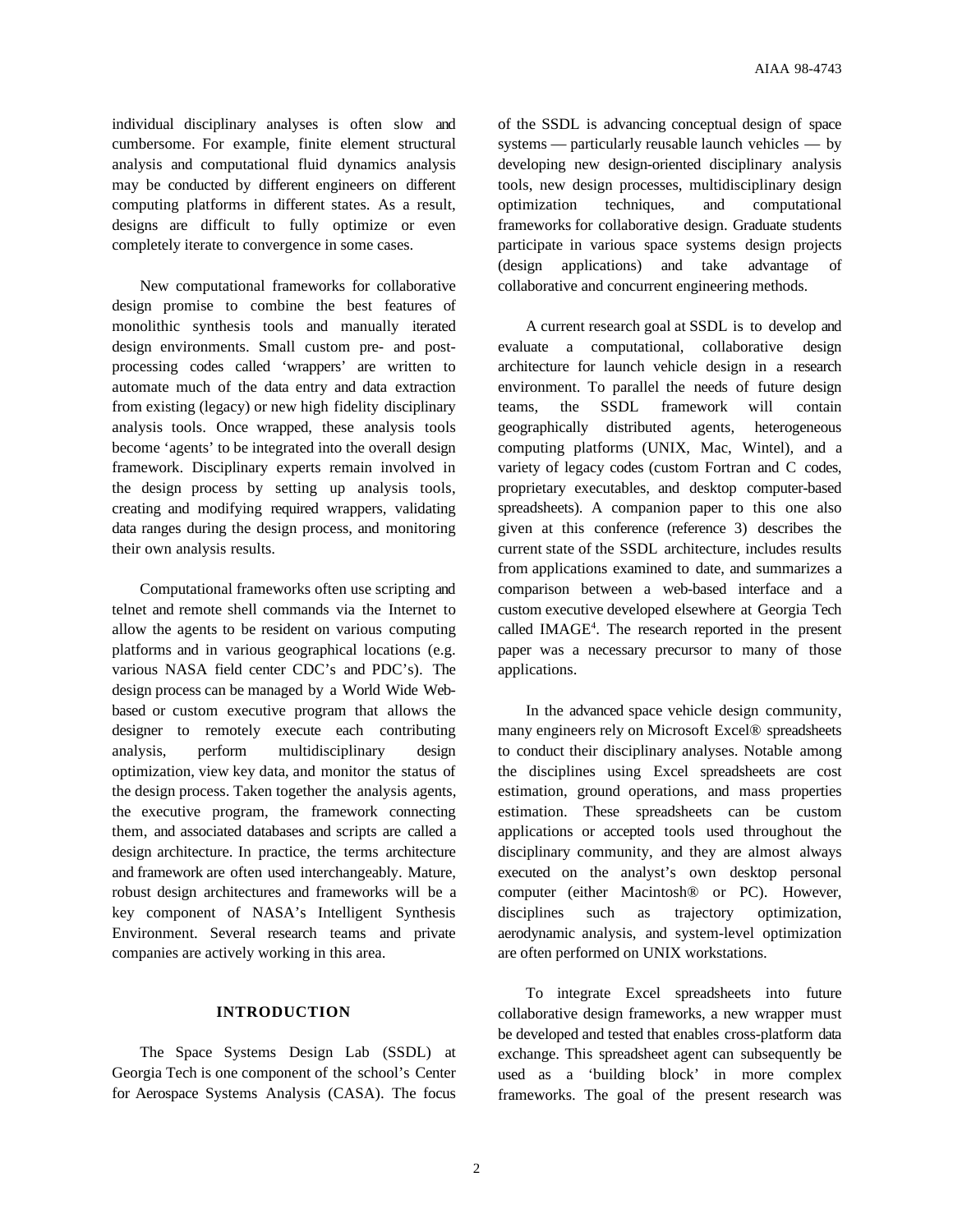individual disciplinary analyses is often slow and cumbersome. For example, finite element structural analysis and computational fluid dynamics analysis may be conducted by different engineers on different computing platforms in different states. As a result, designs are difficult to fully optimize or even completely iterate to convergence in some cases.

New computational frameworks for collaborative design promise to combine the best features of monolithic synthesis tools and manually iterated design environments. Small custom pre- and post-processing codes called 'wrappers' are written to automate much of the data entry and data extraction from existing (legacy) or new high fidelity disciplinary analysis tools. Once wrapped, these analysis tools become 'agents' to be integrated into the overall design framework. Disciplinary experts remain involved in the design process by setting up analysis tools, creating and modifying required wrappers, validating data ranges during the design process, and monitoring their own analysis results.

Computational frameworks often use scripting and telnet and remote shell commands via the Internet to allow the agents to be resident on various computing platforms and in various geographical locations (e.g. various NASA field center CDC's and PDC's). The design process can be managed by a World Wide Web-based or custom executive program that allows the designer to remotely execute each contributing analysis, perform multidisciplinary design optimization, view key data, and monitor the status of the design process. Taken together the analysis agents, the executive program, the framework connecting them, and associated databases and scripts are called a design architecture. In practice, the terms architecture and framework are often used interchangeably. Mature, robust design architectures and frameworks will be a key component of NASA's Intelligent Synthesis Environment. Several research teams and private companies are actively working in this area.

## INTRODUCTION

The Space Systems Design Lab (SSDL) at Georgia Tech is one component of the school's Center for Aerospace Systems Analysis (CASA). The focus of the SSDL is advancing conceptual design of space systems — particularly reusable launch vehicles — by developing new design-oriented disciplinary analysis tools, new design processes, multidisciplinary design optimization techniques, and computational frameworks for collaborative design. Graduate students participate in various space systems design projects (design applications) and take advantage of collaborative and concurrent engineering methods.

A current research goal at SSDL is to develop and evaluate a computational, collaborative design architecture for launch vehicle design in a research environment. To parallel the needs of future design teams, the SSDL framework will contain geographically distributed agents, heterogeneous computing platforms (UNIX, Mac, Wintel), and a variety of legacy codes (custom Fortran and C codes, proprietary executables, and desktop computer-based spreadsheets). A companion paper to this one also given at this conference (reference 3) describes the current state of the SSDL architecture, includes results from applications examined to date, and summarizes a comparison between a web-based interface and a custom executive developed elsewhere at Georgia Tech called IMAGE[4]. The research reported in the present paper was a necessary precursor to many of those applications.

In the advanced space vehicle design community, many engineers rely on Microsoft Excel® spreadsheets to conduct their disciplinary analyses. Notable among the disciplines using Excel spreadsheets are cost estimation, ground operations, and mass properties estimation. These spreadsheets can be custom applications or accepted tools used throughout the disciplinary community, and they are almost always executed on the analyst's own desktop personal computer (either Macintosh® or PC). However, disciplines such as trajectory optimization, aerodynamic analysis, and system-level optimization are often performed on UNIX workstations.

To integrate Excel spreadsheets into future collaborative design frameworks, a new wrapper must be developed and tested that enables cross-platform data exchange. This spreadsheet agent can subsequently be used as a 'building block' in more complex frameworks. The goal of the present research was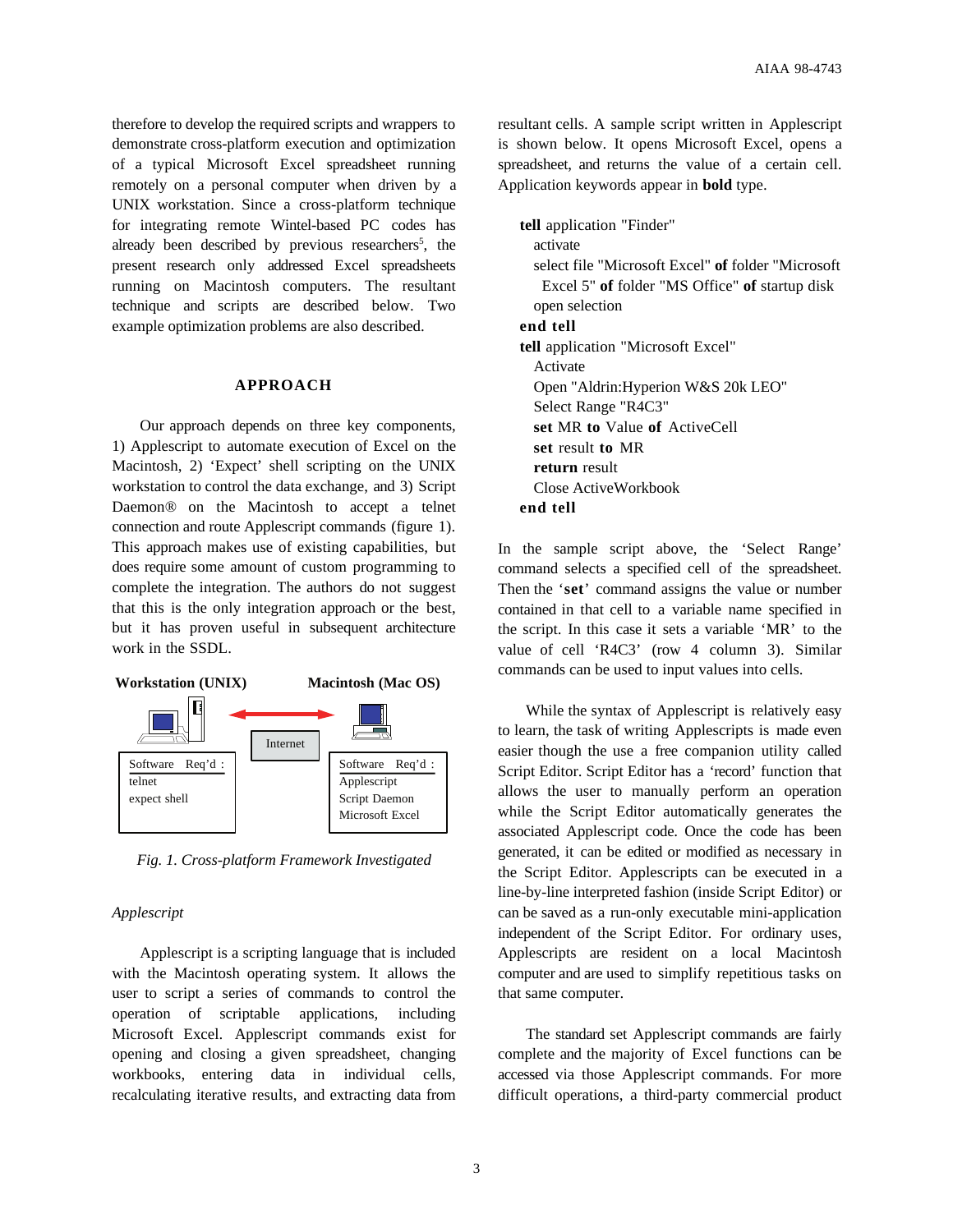therefore to develop the required scripts and wrappers to demonstrate cross-platform execution and optimization of a typical Microsoft Excel spreadsheet running remotely on a personal computer when driven by a UNIX workstation. Since a cross-platform technique for integrating remote Wintel-based PC codes has already been described by previous researchers[5], the present research only addressed Excel spreadsheets running on Macintosh computers. The resultant technique and scripts are described below. Two example optimization problems are also described.

## APPROACH

Our approach depends on three key components, 1) Applescript to automate execution of Excel on the Macintosh, 2) 'Expect' shell scripting on the UNIX workstation to control the data exchange, and 3) Script Daemon® on the Macintosh to accept a telnet connection and route Applescript commands (figure 1). This approach makes use of existing capabilities, but does require some amount of custom programming to complete the integration. The authors do not suggest that this is the only integration approach or the best, but it has proven useful in subsequent architecture work in the SSDL.

**Workstation (UNIX)**

Software Req'd :
telnet
expect shell

Internet

**Macintosh (Mac OS)**

Software Req'd :
Applescript
Script Daemon
Microsoft Excel

*Fig. 1. Cross-platform Framework Investigated*

### *Applescript*

Applescript is a scripting language that is included with the Macintosh operating system. It allows the user to script a series of commands to control the operation of scriptable applications, including Microsoft Excel. Applescript commands exist for opening and closing a given spreadsheet, changing workbooks, entering data in individual cells, recalculating iterative results, and extracting data from resultant cells. A sample script written in Applescript is shown below. It opens Microsoft Excel, opens a spreadsheet, and returns the value of a certain cell. Application keywords appear in **bold** type.

```
tell application "Finder"
    activate
    select file "Microsoft Excel" of folder "Microsoft
      Excel 5" of folder "MS Office" of startup disk
    open selection
end tell
tell application "Microsoft Excel"
    Activate
    Open "Aldrin:Hyperion W&S 20k LEO"
    Select Range "R4C3"
    set MR to Value of ActiveCell
    set result to MR
    return result
    Close ActiveWorkbook
end tell
```

In the sample script above, the 'Select Range' command selects a specified cell of the spreadsheet. Then the '**set**' command assigns the value or number contained in that cell to a variable name specified in the script. In this case it sets a variable 'MR' to the value of cell 'R4C3' (row 4 column 3). Similar commands can be used to input values into cells.

While the syntax of Applescript is relatively easy to learn, the task of writing Applescripts is made even easier though the use a free companion utility called Script Editor. Script Editor has a 'record' function that allows the user to manually perform an operation while the Script Editor automatically generates the associated Applescript code. Once the code has been generated, it can be edited or modified as necessary in the Script Editor. Applescripts can be executed in a line-by-line interpreted fashion (inside Script Editor) or can be saved as a run-only executable mini-application independent of the Script Editor. For ordinary uses, Applescripts are resident on a local Macintosh computer and are used to simplify repetitious tasks on that same computer.

The standard set Applescript commands are fairly complete and the majority of Excel functions can be accessed via those Applescript commands. For more difficult operations, a third-party commercial product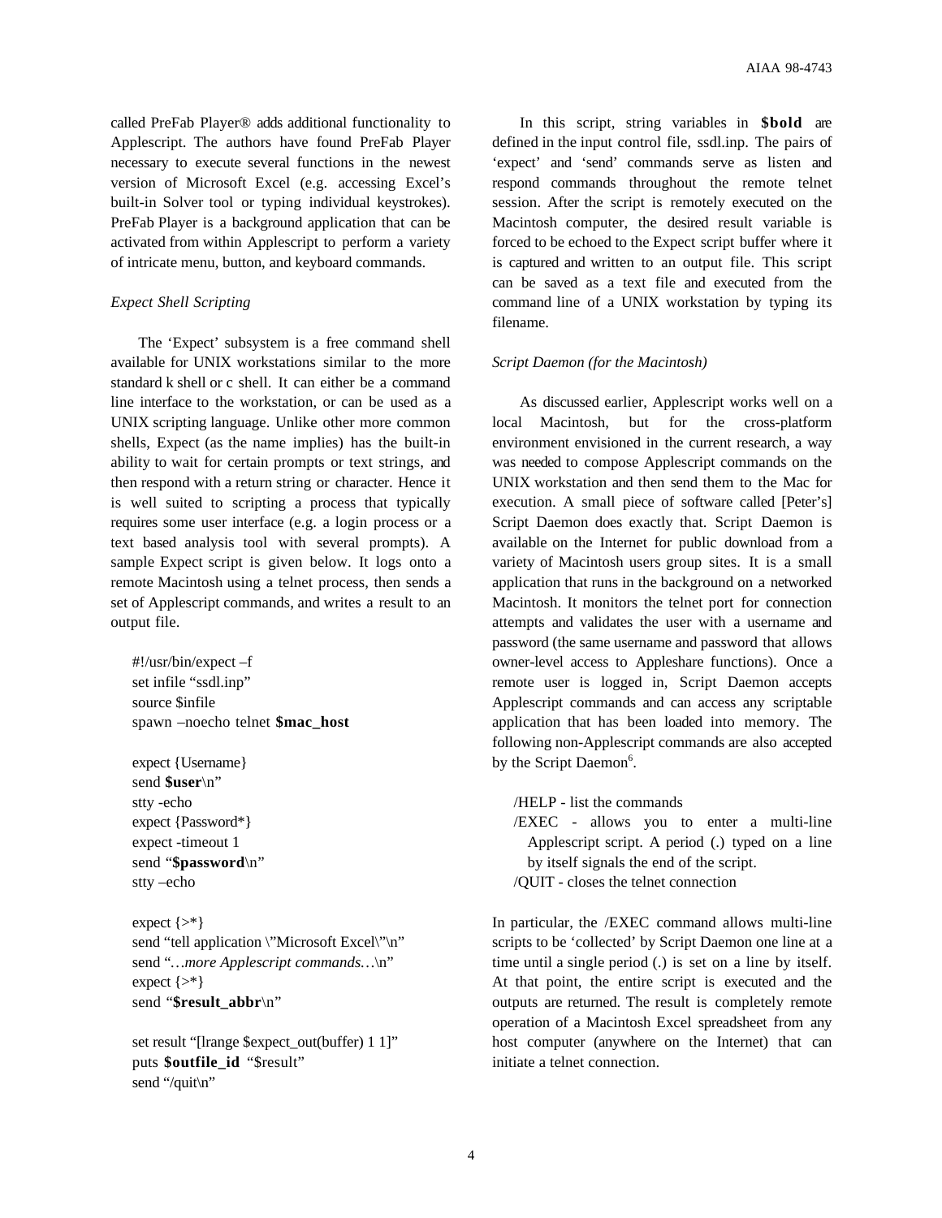called PreFab Player® adds additional functionality to Applescript. The authors have found PreFab Player necessary to execute several functions in the newest version of Microsoft Excel (e.g. accessing Excel's built-in Solver tool or typing individual keystrokes). PreFab Player is a background application that can be activated from within Applescript to perform a variety of intricate menu, button, and keyboard commands.

*Expect Shell Scripting*

The 'Expect' subsystem is a free command shell available for UNIX workstations similar to the more standard k shell or c shell. It can either be a command line interface to the workstation, or can be used as a UNIX scripting language. Unlike other more common shells, Expect (as the name implies) has the built-in ability to wait for certain prompts or text strings, and then respond with a return string or character. Hence it is well suited to scripting a process that typically requires some user interface (e.g. a login process or a text based analysis tool with several prompts). A sample Expect script is given below. It logs onto a remote Macintosh using a telnet process, then sends a set of Applescript commands, and writes a result to an output file.

```
#!/usr/bin/expect –f
set infile "ssdl.inp"
source $infile
spawn –noecho telnet $mac_host

expect {Username}
send $user\n"
stty -echo
expect {Password*}
expect -timeout 1
send "$password\n"
stty –echo

expect {>*}
send "tell application \"Microsoft Excel\"\n"
send "…more Applescript commands…\n"
expect {>*}
send "$result_abbr\n"

set result "[lrange $expect_out(buffer) 1 1]"
puts $outfile_id  "$result"
send "/quit\n"
```

In this script, string variables in **$bold** are defined in the input control file, ssdl.inp. The pairs of 'expect' and 'send' commands serve as listen and respond commands throughout the remote telnet session. After the script is remotely executed on the Macintosh computer, the desired result variable is forced to be echoed to the Expect script buffer where it is captured and written to an output file. This script can be saved as a text file and executed from the command line of a UNIX workstation by typing its filename.

*Script Daemon (for the Macintosh)*

As discussed earlier, Applescript works well on a local Macintosh, but for the cross-platform environment envisioned in the current research, a way was needed to compose Applescript commands on the UNIX workstation and then send them to the Mac for execution. A small piece of software called [Peter's] Script Daemon does exactly that. Script Daemon is available on the Internet for public download from a variety of Macintosh users group sites. It is a small application that runs in the background on a networked Macintosh. It monitors the telnet port for connection attempts and validates the user with a username and password (the same username and password that allows owner-level access to Appleshare functions). Once a remote user is logged in, Script Daemon accepts Applescript commands and can access any scriptable application that has been loaded into memory. The following non-Applescript commands are also accepted by the Script Daemon[6].

- /HELP - list the commands
- /EXEC - allows you to enter a multi-line Applescript script. A period (.) typed on a line by itself signals the end of the script.
- /QUIT - closes the telnet connection

In particular, the /EXEC command allows multi-line scripts to be 'collected' by Script Daemon one line at a time until a single period (.) is set on a line by itself. At that point, the entire script is executed and the outputs are returned. The result is completely remote operation of a Macintosh Excel spreadsheet from any host computer (anywhere on the Internet) that can initiate a telnet connection.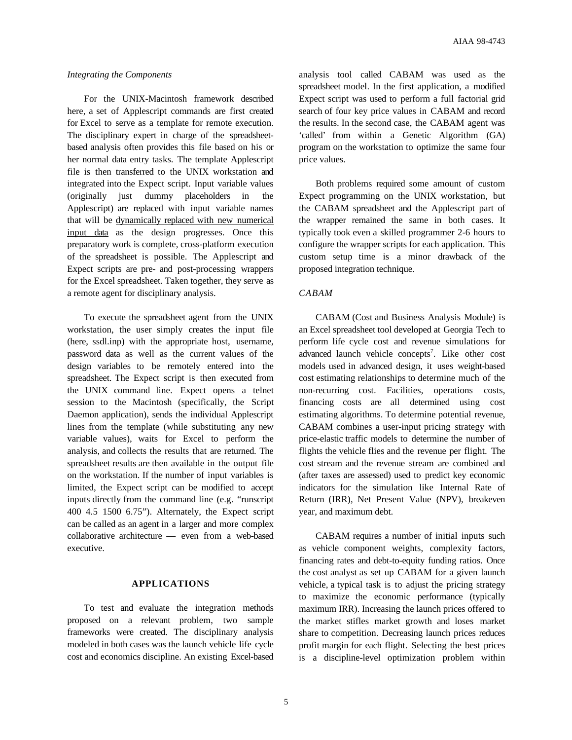*Integrating the Components*

For the UNIX-Macintosh framework described here, a set of Applescript commands are first created for Excel to serve as a template for remote execution. The disciplinary expert in charge of the spreadsheet-based analysis often provides this file based on his or her normal data entry tasks. The template Applescript file is then transferred to the UNIX workstation and integrated into the Expect script. Input variable values (originally just dummy placeholders in the Applescript) are replaced with input variable names that will be dynamically replaced with new numerical input data as the design progresses. Once this preparatory work is complete, cross-platform execution of the spreadsheet is possible. The Applescript and Expect scripts are pre- and post-processing wrappers for the Excel spreadsheet. Taken together, they serve as a remote agent for disciplinary analysis.

To execute the spreadsheet agent from the UNIX workstation, the user simply creates the input file (here, ssdl.inp) with the appropriate host, username, password data as well as the current values of the design variables to be remotely entered into the spreadsheet. The Expect script is then executed from the UNIX command line. Expect opens a telnet session to the Macintosh (specifically, the Script Daemon application), sends the individual Applescript lines from the template (while substituting any new variable values), waits for Excel to perform the analysis, and collects the results that are returned. The spreadsheet results are then available in the output file on the workstation. If the number of input variables is limited, the Expect script can be modified to accept inputs directly from the command line (e.g. "runscript 400 4.5 1500 6.75"). Alternately, the Expect script can be called as an agent in a larger and more complex collaborative architecture — even from a web-based executive.

## APPLICATIONS

To test and evaluate the integration methods proposed on a relevant problem, two sample frameworks were created. The disciplinary analysis modeled in both cases was the launch vehicle life cycle cost and economics discipline. An existing Excel-based analysis tool called CABAM was used as the spreadsheet model. In the first application, a modified Expect script was used to perform a full factorial grid search of four key price values in CABAM and record the results. In the second case, the CABAM agent was 'called' from within a Genetic Algorithm (GA) program on the workstation to optimize the same four price values.

Both problems required some amount of custom Expect programming on the UNIX workstation, but the CABAM spreadsheet and the Applescript part of the wrapper remained the same in both cases. It typically took even a skilled programmer 2-6 hours to configure the wrapper scripts for each application. This custom setup time is a minor drawback of the proposed integration technique.

*CABAM*

CABAM (Cost and Business Analysis Module) is an Excel spreadsheet tool developed at Georgia Tech to perform life cycle cost and revenue simulations for advanced launch vehicle concepts[7]. Like other cost models used in advanced design, it uses weight-based cost estimating relationships to determine much of the non-recurring cost. Facilities, operations costs, financing costs are all determined using cost estimating algorithms. To determine potential revenue, CABAM combines a user-input pricing strategy with price-elastic traffic models to determine the number of flights the vehicle flies and the revenue per flight. The cost stream and the revenue stream are combined and (after taxes are assessed) used to predict key economic indicators for the simulation like Internal Rate of Return (IRR), Net Present Value (NPV), breakeven year, and maximum debt.

CABAM requires a number of initial inputs such as vehicle component weights, complexity factors, financing rates and debt-to-equity funding ratios. Once the cost analyst as set up CABAM for a given launch vehicle, a typical task is to adjust the pricing strategy to maximize the economic performance (typically maximum IRR). Increasing the launch prices offered to the market stifles market growth and loses market share to competition. Decreasing launch prices reduces profit margin for each flight. Selecting the best prices is a discipline-level optimization problem within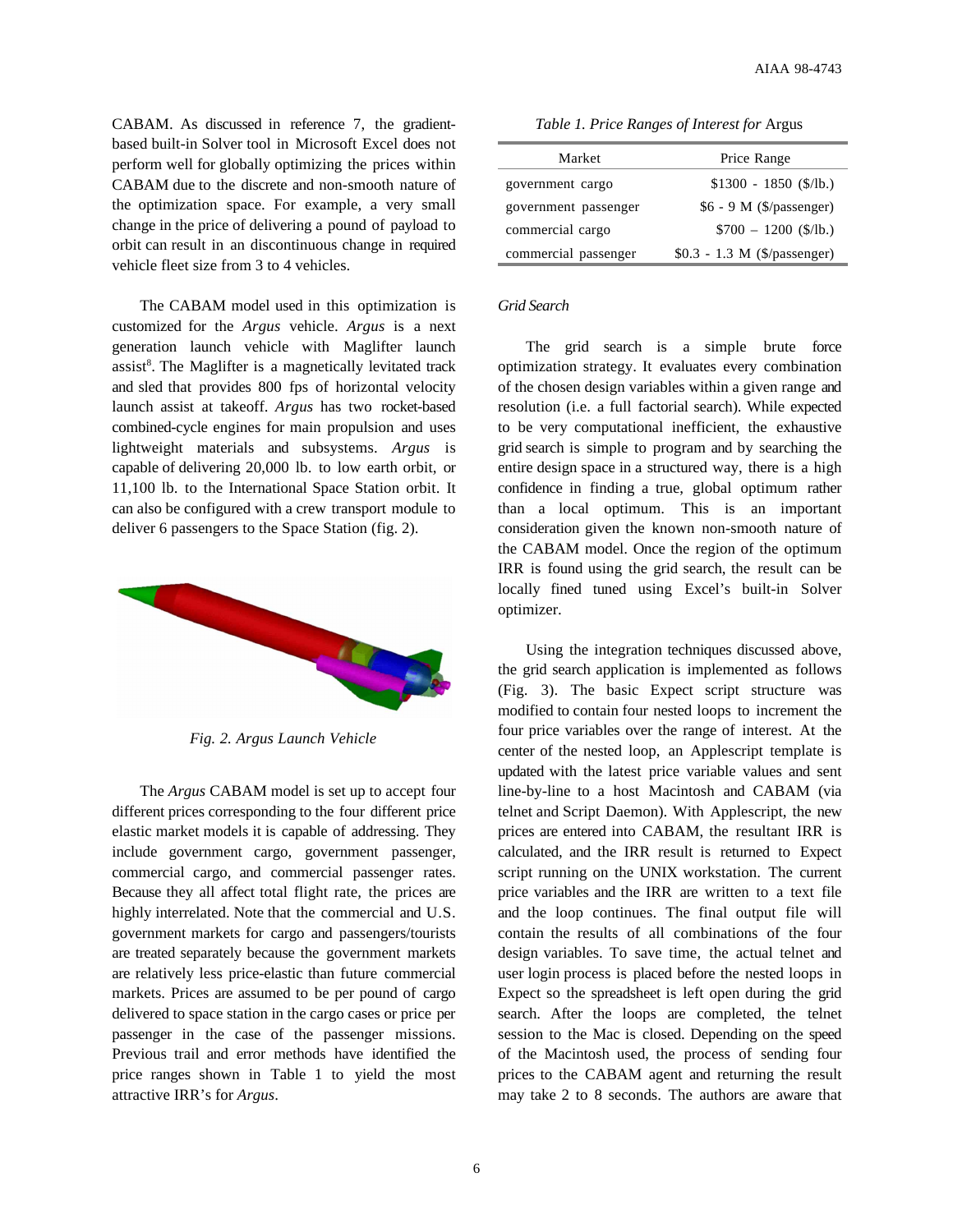CABAM. As discussed in reference 7, the gradient-based built-in Solver tool in Microsoft Excel does not perform well for globally optimizing the prices within CABAM due to the discrete and non-smooth nature of the optimization space. For example, a very small change in the price of delivering a pound of payload to orbit can result in an discontinuous change in required vehicle fleet size from 3 to 4 vehicles.

The CABAM model used in this optimization is customized for the *Argus* vehicle. *Argus* is a next generation launch vehicle with Maglifter launch assist[8]. The Maglifter is a magnetically levitated track and sled that provides 800 fps of horizontal velocity launch assist at takeoff. *Argus* has two rocket-based combined-cycle engines for main propulsion and uses lightweight materials and subsystems. *Argus* is capable of delivering 20,000 lb. to low earth orbit, or 11,100 lb. to the International Space Station orbit. It can also be configured with a crew transport module to deliver 6 passengers to the Space Station (fig. 2).

*Fig. 2. Argus Launch Vehicle*

The *Argus* CABAM model is set up to accept four different prices corresponding to the four different price elastic market models it is capable of addressing. They include government cargo, government passenger, commercial cargo, and commercial passenger rates. Because they all affect total flight rate, the prices are highly interrelated. Note that the commercial and U.S. government markets for cargo and passengers/tourists are treated separately because the government markets are relatively less price-elastic than future commercial markets. Prices are assumed to be per pound of cargo delivered to space station in the cargo cases or price per passenger in the case of the passenger missions. Previous trail and error methods have identified the price ranges shown in Table 1 to yield the most attractive IRR's for *Argus*.

*Table 1. Price Ranges of Interest for* Argus

| Market | Price Range |
|---|---|
| government cargo | $1300 - 1850 ($/lb.) |
| government passenger | $6 - 9 M ($/passenger) |
| commercial cargo | $700 – 1200 ($/lb.) |
| commercial passenger | $0.3 - 1.3 M ($/passenger) |

### *Grid Search*

The grid search is a simple brute force optimization strategy. It evaluates every combination of the chosen design variables within a given range and resolution (i.e. a full factorial search). While expected to be very computational inefficient, the exhaustive grid search is simple to program and by searching the entire design space in a structured way, there is a high confidence in finding a true, global optimum rather than a local optimum. This is an important consideration given the known non-smooth nature of the CABAM model. Once the region of the optimum IRR is found using the grid search, the result can be locally fined tuned using Excel's built-in Solver optimizer.

Using the integration techniques discussed above, the grid search application is implemented as follows (Fig. 3). The basic Expect script structure was modified to contain four nested loops to increment the four price variables over the range of interest. At the center of the nested loop, an Applescript template is updated with the latest price variable values and sent line-by-line to a host Macintosh and CABAM (via telnet and Script Daemon). With Applescript, the new prices are entered into CABAM, the resultant IRR is calculated, and the IRR result is returned to Expect script running on the UNIX workstation. The current price variables and the IRR are written to a text file and the loop continues. The final output file will contain the results of all combinations of the four design variables. To save time, the actual telnet and user login process is placed before the nested loops in Expect so the spreadsheet is left open during the grid search. After the loops are completed, the telnet session to the Mac is closed. Depending on the speed of the Macintosh used, the process of sending four prices to the CABAM agent and returning the result may take 2 to 8 seconds. The authors are aware that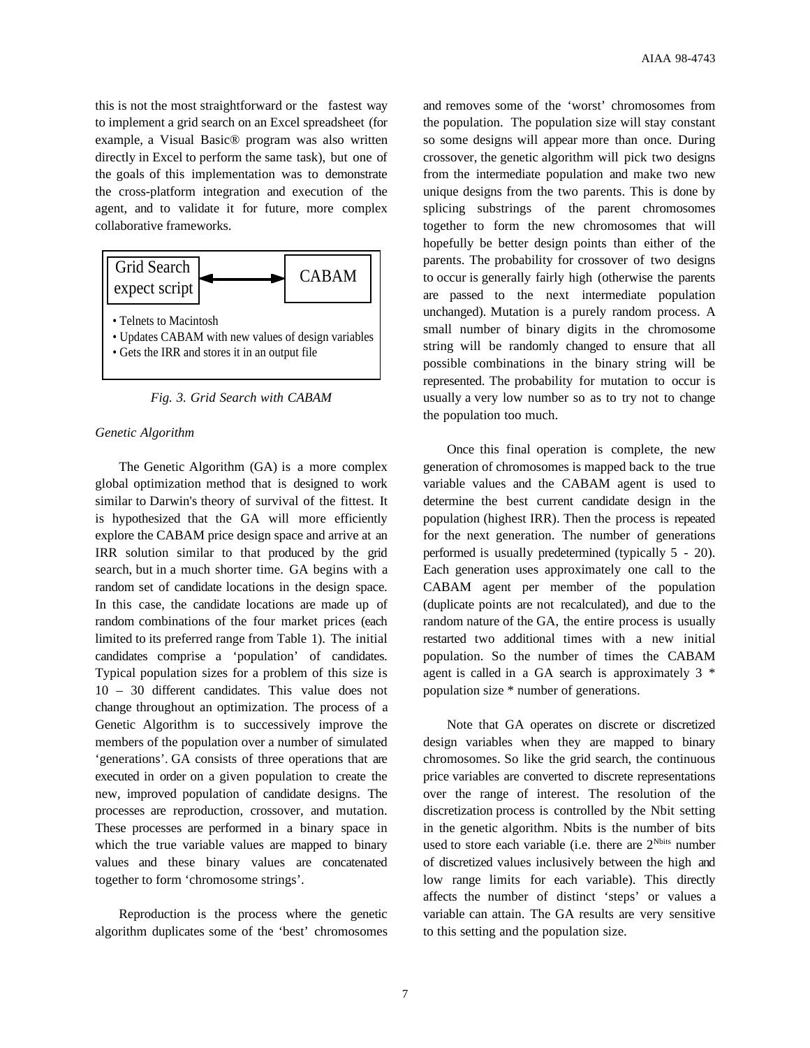this is not the most straightforward or the fastest way to implement a grid search on an Excel spreadsheet (for example, a Visual Basic® program was also written directly in Excel to perform the same task), but one of the goals of this implementation was to demonstrate the cross-platform integration and execution of the agent, and to validate it for future, more complex collaborative frameworks.

Grid Search expect script

CABAM

- Telnets to Macintosh
- Updates CABAM with new values of design variables
- Gets the IRR and stores it in an output file

*Fig. 3. Grid Search with CABAM*

*Genetic Algorithm*

The Genetic Algorithm (GA) is a more complex global optimization method that is designed to work similar to Darwin's theory of survival of the fittest. It is hypothesized that the GA will more efficiently explore the CABAM price design space and arrive at an IRR solution similar to that produced by the grid search, but in a much shorter time. GA begins with a random set of candidate locations in the design space. In this case, the candidate locations are made up of random combinations of the four market prices (each limited to its preferred range from Table 1). The initial candidates comprise a 'population' of candidates. Typical population sizes for a problem of this size is 10 – 30 different candidates. This value does not change throughout an optimization. The process of a Genetic Algorithm is to successively improve the members of the population over a number of simulated 'generations'. GA consists of three operations that are executed in order on a given population to create the new, improved population of candidate designs. The processes are reproduction, crossover, and mutation. These processes are performed in a binary space in which the true variable values are mapped to binary values and these binary values are concatenated together to form 'chromosome strings'.

Reproduction is the process where the genetic algorithm duplicates some of the 'best' chromosomes and removes some of the 'worst' chromosomes from the population. The population size will stay constant so some designs will appear more than once. During crossover, the genetic algorithm will pick two designs from the intermediate population and make two new unique designs from the two parents. This is done by splicing substrings of the parent chromosomes together to form the new chromosomes that will hopefully be better design points than either of the parents. The probability for crossover of two designs to occur is generally fairly high (otherwise the parents are passed to the next intermediate population unchanged). Mutation is a purely random process. A small number of binary digits in the chromosome string will be randomly changed to ensure that all possible combinations in the binary string will be represented. The probability for mutation to occur is usually a very low number so as to try not to change the population too much.

Once this final operation is complete, the new generation of chromosomes is mapped back to the true variable values and the CABAM agent is used to determine the best current candidate design in the population (highest IRR). Then the process is repeated for the next generation. The number of generations performed is usually predetermined (typically 5 - 20). Each generation uses approximately one call to the CABAM agent per member of the population (duplicate points are not recalculated), and due to the random nature of the GA, the entire process is usually restarted two additional times with a new initial population. So the number of times the CABAM agent is called in a GA search is approximately 3 * population size * number of generations.

Note that GA operates on discrete or discretized design variables when they are mapped to binary chromosomes. So like the grid search, the continuous price variables are converted to discrete representations over the range of interest. The resolution of the discretization process is controlled by the Nbit setting in the genetic algorithm. Nbits is the number of bits used to store each variable (i.e. there are $2^{Nbits}$ number of discretized values inclusively between the high and low range limits for each variable). This directly affects the number of distinct 'steps' or values a variable can attain. The GA results are very sensitive to this setting and the population size.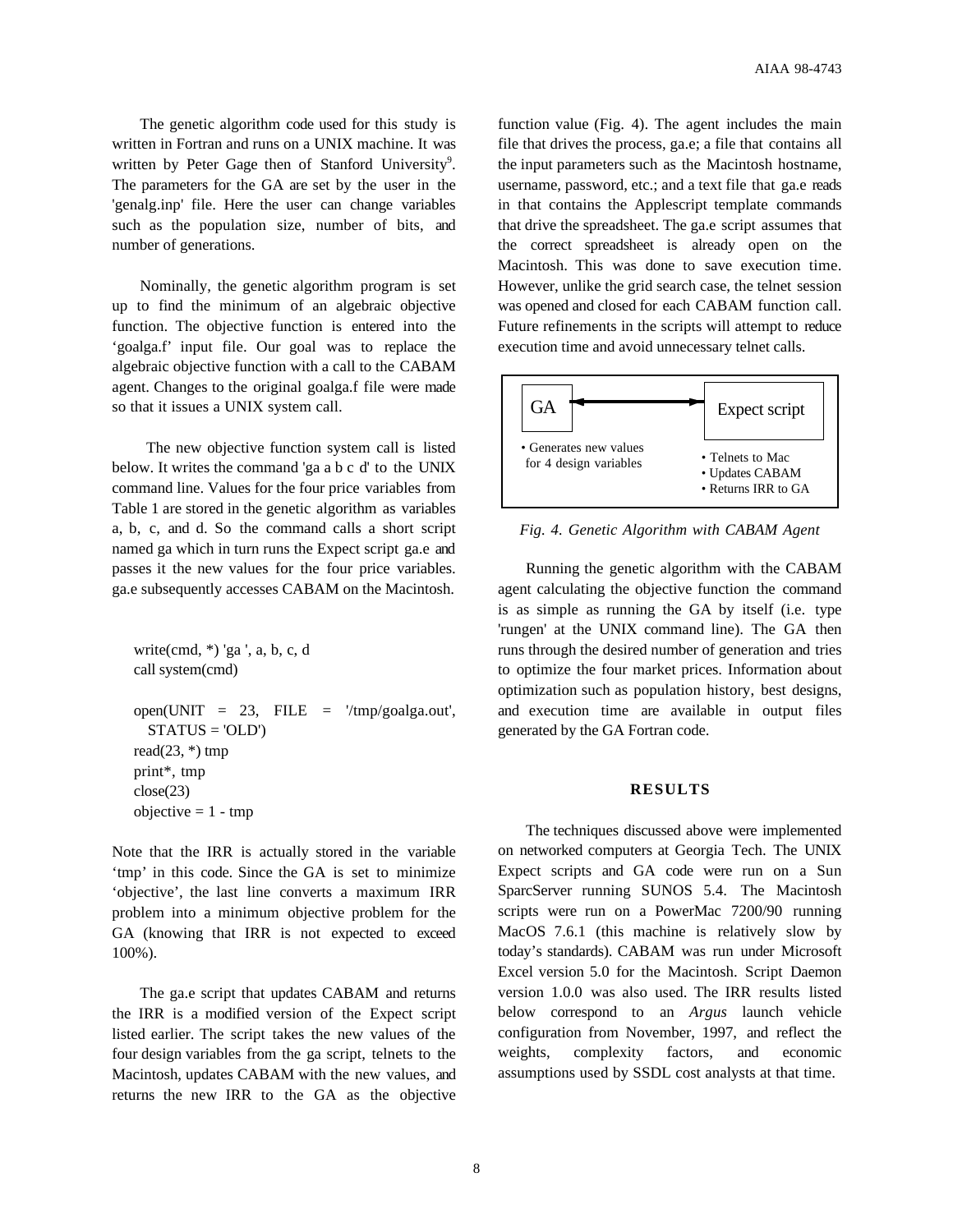The genetic algorithm code used for this study is written in Fortran and runs on a UNIX machine. It was written by Peter Gage then of Stanford University[9]. The parameters for the GA are set by the user in the 'genalg.inp' file. Here the user can change variables such as the population size, number of bits, and number of generations.

Nominally, the genetic algorithm program is set up to find the minimum of an algebraic objective function. The objective function is entered into the 'goalga.f' input file. Our goal was to replace the algebraic objective function with a call to the CABAM agent. Changes to the original goalga.f file were made so that it issues a UNIX system call.

The new objective function system call is listed below. It writes the command 'ga a b c d' to the UNIX command line. Values for the four price variables from Table 1 are stored in the genetic algorithm as variables a, b, c, and d. So the command calls a short script named ga which in turn runs the Expect script ga.e and passes it the new values for the four price variables. ga.e subsequently accesses CABAM on the Macintosh.

```
write(cmd, *) 'ga ', a, b, c, d
call system(cmd)

open(UNIT = 23, FILE = '/tmp/goalga.out',
  STATUS = 'OLD')
read(23, *) tmp
print*, tmp
close(23)
objective = 1 - tmp
```

Note that the IRR is actually stored in the variable 'tmp' in this code. Since the GA is set to minimize 'objective', the last line converts a maximum IRR problem into a minimum objective problem for the GA (knowing that IRR is not expected to exceed 100%).

The ga.e script that updates CABAM and returns the IRR is a modified version of the Expect script listed earlier. The script takes the new values of the four design variables from the ga script, telnets to the Macintosh, updates CABAM with the new values, and returns the new IRR to the GA as the objective function value (Fig. 4). The agent includes the main file that drives the process, ga.e; a file that contains all the input parameters such as the Macintosh hostname, username, password, etc.; and a text file that ga.e reads in that contains the Applescript template commands that drive the spreadsheet. The ga.e script assumes that the correct spreadsheet is already open on the Macintosh. This was done to save execution time. However, unlike the grid search case, the telnet session was opened and closed for each CABAM function call. Future refinements in the scripts will attempt to reduce execution time and avoid unnecessary telnet calls.

GA

• Generates new values for 4 design variables

Expect script

• Telnets to Mac
• Updates CABAM
• Returns IRR to GA

*Fig. 4. Genetic Algorithm with CABAM Agent*

Running the genetic algorithm with the CABAM agent calculating the objective function the command is as simple as running the GA by itself (i.e. type 'rungen' at the UNIX command line). The GA then runs through the desired number of generation and tries to optimize the four market prices. Information about optimization such as population history, best designs, and execution time are available in output files generated by the GA Fortran code.

## RESULTS

The techniques discussed above were implemented on networked computers at Georgia Tech. The UNIX Expect scripts and GA code were run on a Sun SparcServer running SUNOS 5.4. The Macintosh scripts were run on a PowerMac 7200/90 running MacOS 7.6.1 (this machine is relatively slow by today's standards). CABAM was run under Microsoft Excel version 5.0 for the Macintosh. Script Daemon version 1.0.0 was also used. The IRR results listed below correspond to an *Argus* launch vehicle configuration from November, 1997, and reflect the weights, complexity factors, and economic assumptions used by SSDL cost analysts at that time.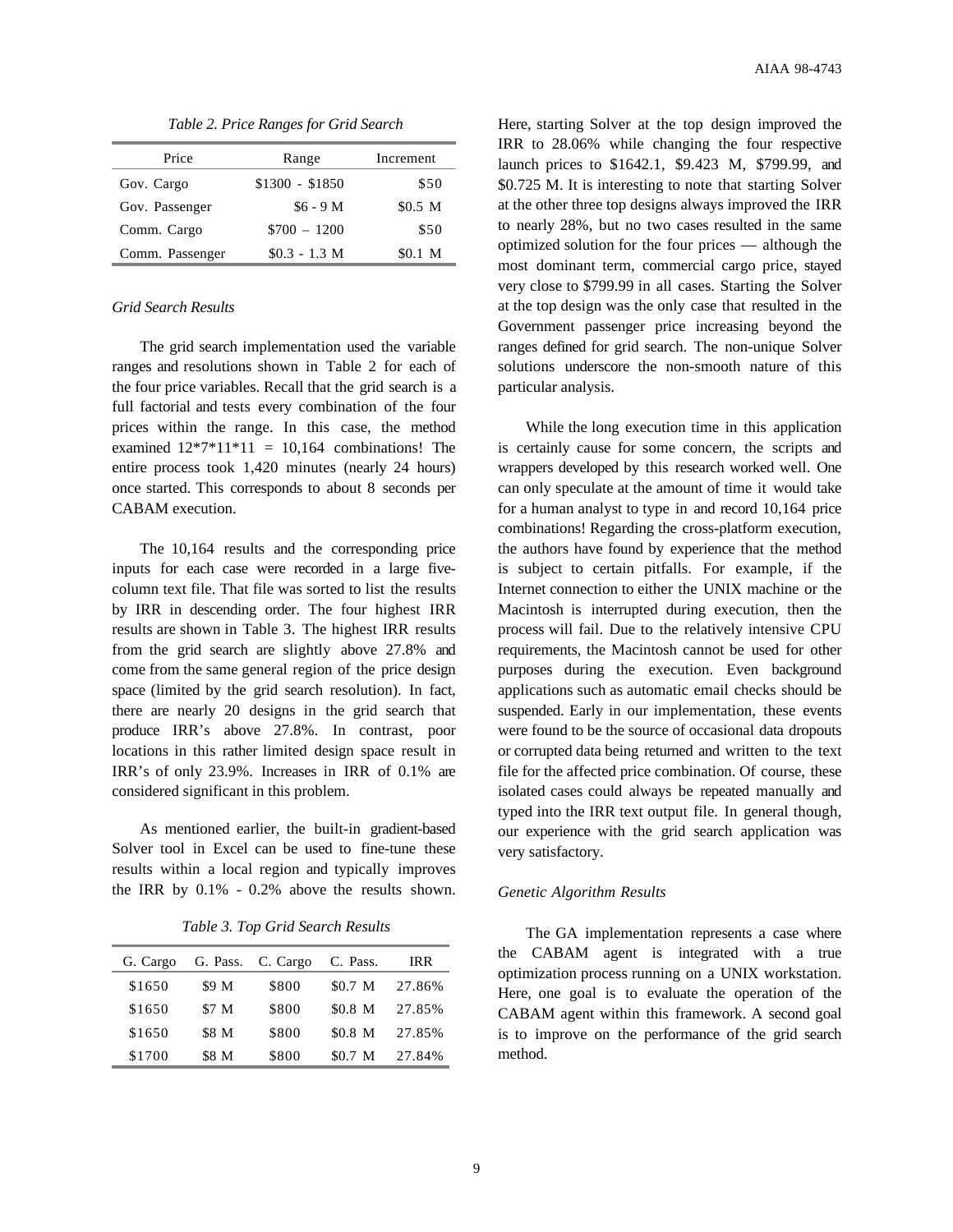*Table 2. Price Ranges for Grid Search*

| Price | Range | Increment |
|---|---|---|
| Gov. Cargo | \$1300 - \$1850 | \$50 |
| Gov. Passenger | \$6 - 9 M | \$0.5 M |
| Comm. Cargo | \$700 – 1200 | \$50 |
| Comm. Passenger | \$0.3 - 1.3 M | \$0.1 M |

### *Grid Search Results*

The grid search implementation used the variable ranges and resolutions shown in Table 2 for each of the four price variables. Recall that the grid search is a full factorial and tests every combination of the four prices within the range. In this case, the method examined 12*7*11*11 = 10,164 combinations! The entire process took 1,420 minutes (nearly 24 hours) once started. This corresponds to about 8 seconds per CABAM execution.

The 10,164 results and the corresponding price inputs for each case were recorded in a large five-column text file. That file was sorted to list the results by IRR in descending order. The four highest IRR results are shown in Table 3. The highest IRR results from the grid search are slightly above 27.8% and come from the same general region of the price design space (limited by the grid search resolution). In fact, there are nearly 20 designs in the grid search that produce IRR's above 27.8%. In contrast, poor locations in this rather limited design space result in IRR's of only 23.9%. Increases in IRR of 0.1% are considered significant in this problem.

As mentioned earlier, the built-in gradient-based Solver tool in Excel can be used to fine-tune these results within a local region and typically improves the IRR by 0.1% - 0.2% above the results shown.

*Table 3. Top Grid Search Results*

| G. Cargo | G. Pass. | C. Cargo | C. Pass. | IRR |
|---|---|---|---|---|
| \$1650 | \$9 M | \$800 | \$0.7 M | 27.86% |
| \$1650 | \$7 M | \$800 | \$0.8 M | 27.85% |
| \$1650 | \$8 M | \$800 | \$0.8 M | 27.85% |
| \$1700 | \$8 M | \$800 | \$0.7 M | 27.84% |

Here, starting Solver at the top design improved the IRR to 28.06% while changing the four respective launch prices to \$1642.1, \$9.423 M, \$799.99, and \$0.725 M. It is interesting to note that starting Solver at the other three top designs always improved the IRR to nearly 28%, but no two cases resulted in the same optimized solution for the four prices — although the most dominant term, commercial cargo price, stayed very close to \$799.99 in all cases. Starting the Solver at the top design was the only case that resulted in the Government passenger price increasing beyond the ranges defined for grid search. The non-unique Solver solutions underscore the non-smooth nature of this particular analysis.

While the long execution time in this application is certainly cause for some concern, the scripts and wrappers developed by this research worked well. One can only speculate at the amount of time it would take for a human analyst to type in and record 10,164 price combinations! Regarding the cross-platform execution, the authors have found by experience that the method is subject to certain pitfalls. For example, if the Internet connection to either the UNIX machine or the Macintosh is interrupted during execution, then the process will fail. Due to the relatively intensive CPU requirements, the Macintosh cannot be used for other purposes during the execution. Even background applications such as automatic email checks should be suspended. Early in our implementation, these events were found to be the source of occasional data dropouts or corrupted data being returned and written to the text file for the affected price combination. Of course, these isolated cases could always be repeated manually and typed into the IRR text output file. In general though, our experience with the grid search application was very satisfactory.

### *Genetic Algorithm Results*

The GA implementation represents a case where the CABAM agent is integrated with a true optimization process running on a UNIX workstation. Here, one goal is to evaluate the operation of the CABAM agent within this framework. A second goal is to improve on the performance of the grid search method.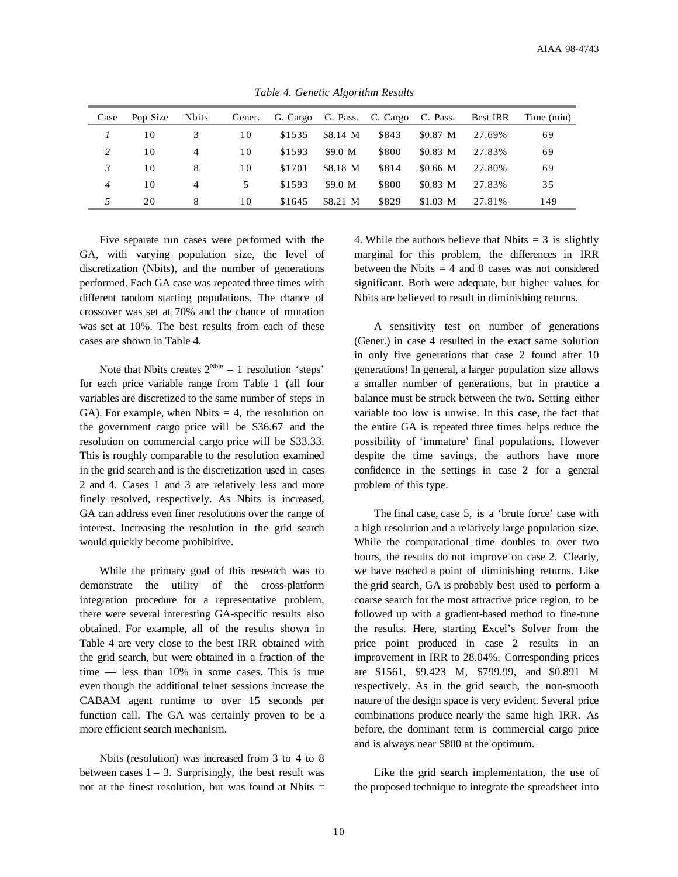*Table 4. Genetic Algorithm Results*

| Case | Pop Size | Nbits | Gener. | G. Cargo | G. Pass. | C. Cargo | C. Pass. | Best IRR | Time (min) |
|---|---|---|---|---|---|---|---|---|---|
| *1* | 10 | 3 | 10 | \$1535 | \$8.14 M | \$843 | \$0.87 M | 27.69% | 69 |
| *2* | 10 | 4 | 10 | \$1593 | \$9.0 M | \$800 | \$0.83 M | 27.83% | 69 |
| *3* | 10 | 8 | 10 | \$1701 | \$8.18 M | \$814 | \$0.66 M | 27.80% | 69 |
| *4* | 10 | 4 | 5 | \$1593 | \$9.0 M | \$800 | \$0.83 M | 27.83% | 35 |
| *5* | 20 | 8 | 10 | \$1645 | \$8.21 M | \$829 | \$1.03 M | 27.81% | 149 |

Five separate run cases were performed with the GA, with varying population size, the level of discretization (Nbits), and the number of generations performed. Each GA case was repeated three times with different random starting populations. The chance of crossover was set at 70% and the chance of mutation was set at 10%. The best results from each of these cases are shown in Table 4.

Note that Nbits creates $2^{Nbits} - 1$ resolution 'steps' for each price variable range from Table 1 (all four variables are discretized to the same number of steps in GA). For example, when Nbits = 4, the resolution on the government cargo price will be \$36.67 and the resolution on commercial cargo price will be \$33.33. This is roughly comparable to the resolution examined in the grid search and is the discretization used in cases 2 and 4. Cases 1 and 3 are relatively less and more finely resolved, respectively. As Nbits is increased, GA can address even finer resolutions over the range of interest. Increasing the resolution in the grid search would quickly become prohibitive.

While the primary goal of this research was to demonstrate the utility of the cross-platform integration procedure for a representative problem, there were several interesting GA-specific results also obtained. For example, all of the results shown in Table 4 are very close to the best IRR obtained with the grid search, but were obtained in a fraction of the time — less than 10% in some cases. This is true even though the additional telnet sessions increase the CABAM agent runtime to over 15 seconds per function call. The GA was certainly proven to be a more efficient search mechanism.

Nbits (resolution) was increased from 3 to 4 to 8 between cases 1 – 3. Surprisingly, the best result was not at the finest resolution, but was found at Nbits = 4. While the authors believe that Nbits = 3 is slightly marginal for this problem, the differences in IRR between the Nbits = 4 and 8 cases was not considered significant. Both were adequate, but higher values for Nbits are believed to result in diminishing returns.

A sensitivity test on number of generations (Gener.) in case 4 resulted in the exact same solution in only five generations that case 2 found after 10 generations! In general, a larger population size allows a smaller number of generations, but in practice a balance must be struck between the two. Setting either variable too low is unwise. In this case, the fact that the entire GA is repeated three times helps reduce the possibility of 'immature' final populations. However despite the time savings, the authors have more confidence in the settings in case 2 for a general problem of this type.

The final case, case 5, is a 'brute force' case with a high resolution and a relatively large population size. While the computational time doubles to over two hours, the results do not improve on case 2. Clearly, we have reached a point of diminishing returns. Like the grid search, GA is probably best used to perform a coarse search for the most attractive price region, to be followed up with a gradient-based method to fine-tune the results. Here, starting Excel's Solver from the price point produced in case 2 results in an improvement in IRR to 28.04%. Corresponding prices are \$1561, \$9.423 M, \$799.99, and \$0.891 M respectively. As in the grid search, the non-smooth nature of the design space is very evident. Several price combinations produce nearly the same high IRR. As before, the dominant term is commercial cargo price and is always near \$800 at the optimum.

Like the grid search implementation, the use of the proposed technique to integrate the spreadsheet into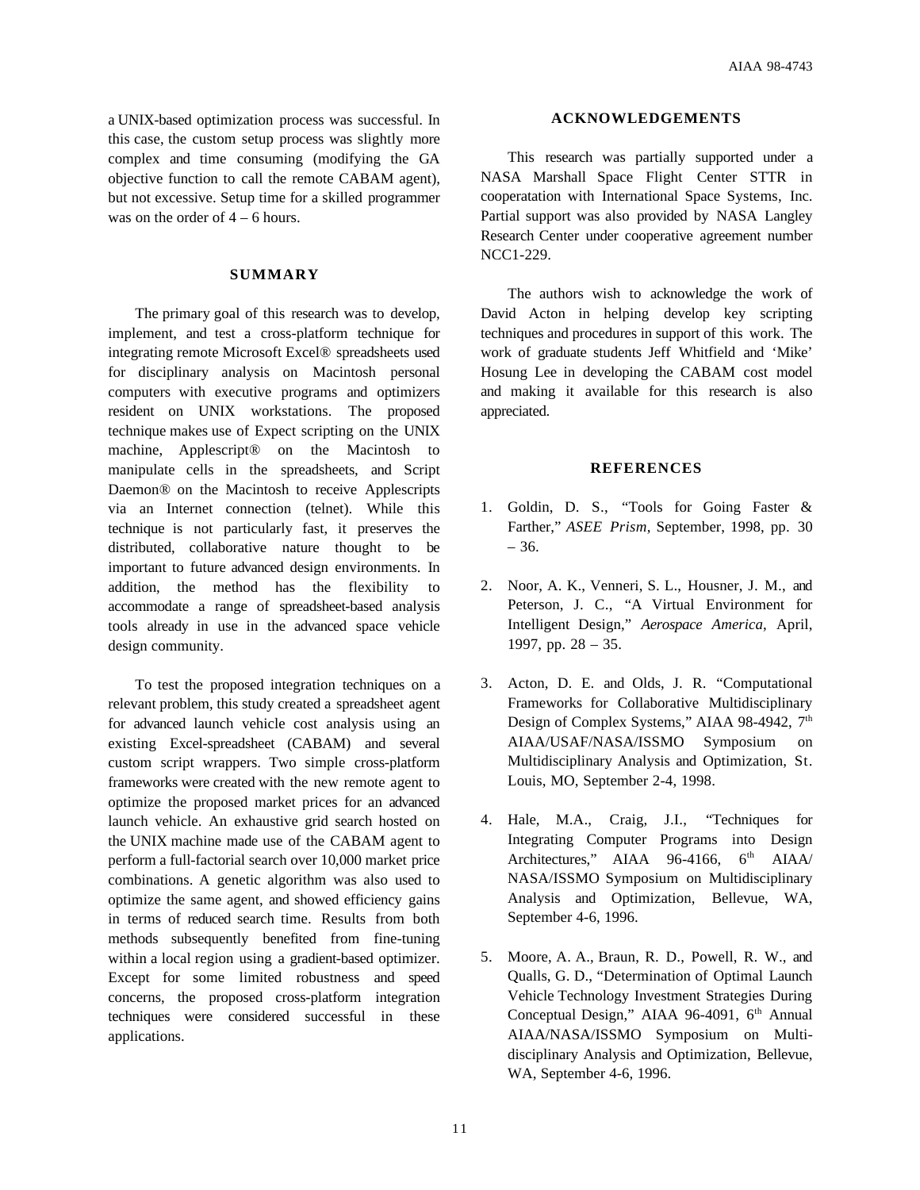a UNIX-based optimization process was successful. In this case, the custom setup process was slightly more complex and time consuming (modifying the GA objective function to call the remote CABAM agent), but not excessive. Setup time for a skilled programmer was on the order of 4 – 6 hours.

## SUMMARY

The primary goal of this research was to develop, implement, and test a cross-platform technique for integrating remote Microsoft Excel® spreadsheets used for disciplinary analysis on Macintosh personal computers with executive programs and optimizers resident on UNIX workstations. The proposed technique makes use of Expect scripting on the UNIX machine, Applescript® on the Macintosh to manipulate cells in the spreadsheets, and Script Daemon® on the Macintosh to receive Applescripts via an Internet connection (telnet). While this technique is not particularly fast, it preserves the distributed, collaborative nature thought to be important to future advanced design environments. In addition, the method has the flexibility to accommodate a range of spreadsheet-based analysis tools already in use in the advanced space vehicle design community.

To test the proposed integration techniques on a relevant problem, this study created a spreadsheet agent for advanced launch vehicle cost analysis using an existing Excel-spreadsheet (CABAM) and several custom script wrappers. Two simple cross-platform frameworks were created with the new remote agent to optimize the proposed market prices for an advanced launch vehicle. An exhaustive grid search hosted on the UNIX machine made use of the CABAM agent to perform a full-factorial search over 10,000 market price combinations. A genetic algorithm was also used to optimize the same agent, and showed efficiency gains in terms of reduced search time. Results from both methods subsequently benefited from fine-tuning within a local region using a gradient-based optimizer. Except for some limited robustness and speed concerns, the proposed cross-platform integration techniques were considered successful in these applications.

## ACKNOWLEDGEMENTS

This research was partially supported under a NASA Marshall Space Flight Center STTR in cooperatation with International Space Systems, Inc. Partial support was also provided by NASA Langley Research Center under cooperative agreement number NCC1-229.

The authors wish to acknowledge the work of David Acton in helping develop key scripting techniques and procedures in support of this work. The work of graduate students Jeff Whitfield and 'Mike' Hosung Lee in developing the CABAM cost model and making it available for this research is also appreciated.

## REFERENCES

1. Goldin, D. S., "Tools for Going Faster & Farther," *ASEE Prism*, September, 1998, pp. 30 – 36.

2. Noor, A. K., Venneri, S. L., Housner, J. M., and Peterson, J. C., "A Virtual Environment for Intelligent Design," *Aerospace America*, April, 1997, pp. 28 – 35.

3. Acton, D. E. and Olds, J. R. "Computational Frameworks for Collaborative Multidisciplinary Design of Complex Systems," AIAA 98-4942, 7th AIAA/USAF/NASA/ISSMO Symposium on Multidisciplinary Analysis and Optimization, St. Louis, MO, September 2-4, 1998.

4. Hale, M.A., Craig, J.I., "Techniques for Integrating Computer Programs into Design Architectures," AIAA 96-4166, 6th AIAA/ NASA/ISSMO Symposium on Multidisciplinary Analysis and Optimization, Bellevue, WA, September 4-6, 1996.

5. Moore, A. A., Braun, R. D., Powell, R. W., and Qualls, G. D., "Determination of Optimal Launch Vehicle Technology Investment Strategies During Conceptual Design," AIAA 96-4091, 6th Annual AIAA/NASA/ISSMO Symposium on Multi-disciplinary Analysis and Optimization, Bellevue, WA, September 4-6, 1996.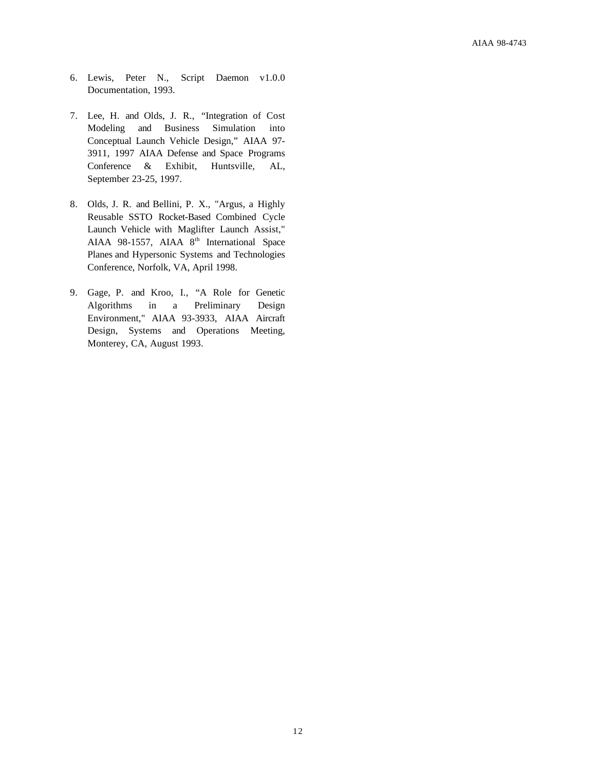6. Lewis, Peter N., Script Daemon v1.0.0 Documentation, 1993.

7. Lee, H. and Olds, J. R., "Integration of Cost Modeling and Business Simulation into Conceptual Launch Vehicle Design," AIAA 97-3911, 1997 AIAA Defense and Space Programs Conference & Exhibit, Huntsville, AL, September 23-25, 1997.

8. Olds, J. R. and Bellini, P. X., "Argus, a Highly Reusable SSTO Rocket-Based Combined Cycle Launch Vehicle with Maglifter Launch Assist," AIAA 98-1557, AIAA 8th International Space Planes and Hypersonic Systems and Technologies Conference, Norfolk, VA, April 1998.

9. Gage, P. and Kroo, I., "A Role for Genetic Algorithms in a Preliminary Design Environment," AIAA 93-3933, AIAA Aircraft Design, Systems and Operations Meeting, Monterey, CA, August 1993.